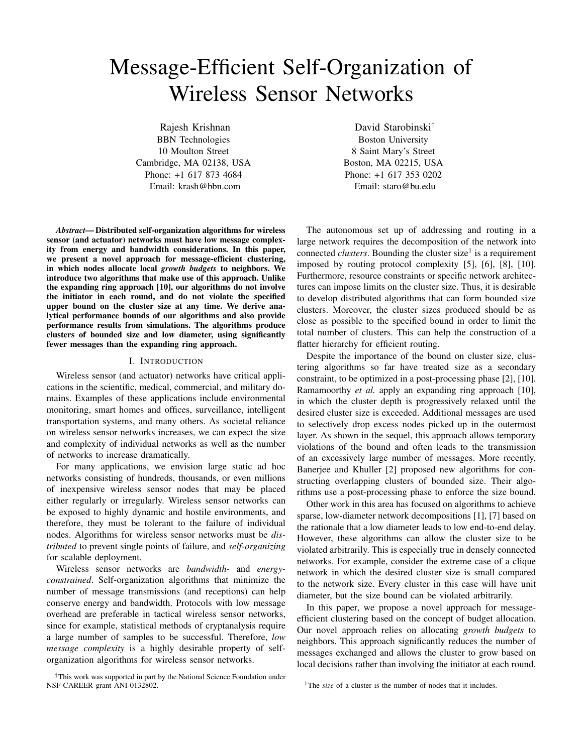# Message-Efficient Self-Organization of Wireless Sensor Networks

Rajesh Krishnan
BBN Technologies
10 Moulton Street
Cambridge, MA 02138, USA
Phone: +1 617 873 4684
Email: krash@bbn.com

David Starobinski[†]
Boston University
8 Saint Mary's Street
Boston, MA 02215, USA
Phone: +1 617 353 0202
Email: staro@bu.edu

***Abstract*— Distributed self-organization algorithms for wireless sensor (and actuator) networks must have low message complexity from energy and bandwidth considerations. In this paper, we present a novel approach for message-efficient clustering, in which nodes allocate local *growth budgets* to neighbors. We introduce two algorithms that make use of this approach. Unlike the expanding ring approach [10], our algorithms do not involve the initiator in each round, and do not violate the specified upper bound on the cluster size at any time. We derive analytical performance bounds of our algorithms and also provide performance results from simulations. The algorithms produce clusters of bounded size and low diameter, using significantly fewer messages than the expanding ring approach.**

## I. Introduction

Wireless sensor (and actuator) networks have critical applications in the scientific, medical, commercial, and military domains. Examples of these applications include environmental monitoring, smart homes and offices, surveillance, intelligent transportation systems, and many others. As societal reliance on wireless sensor networks increases, we can expect the size and complexity of individual networks as well as the number of networks to increase dramatically.

For many applications, we envision large static ad hoc networks consisting of hundreds, thousands, or even millions of inexpensive wireless sensor nodes that may be placed either regularly or irregularly. Wireless sensor networks can be exposed to highly dynamic and hostile environments, and therefore, they must be tolerant to the failure of individual nodes. Algorithms for wireless sensor networks must be *distributed* to prevent single points of failure, and *self-organizing* for scalable deployment.

Wireless sensor networks are *bandwidth-* and *energy-constrained*. Self-organization algorithms that minimize the number of message transmissions (and receptions) can help conserve energy and bandwidth. Protocols with low message overhead are preferable in tactical wireless sensor networks, since for example, statistical methods of cryptanalysis require a large number of samples to be successful. Therefore, *low message complexity* is a highly desirable property of self-organization algorithms for wireless sensor networks.

The autonomous set up of addressing and routing in a large network requires the decomposition of the network into connected *clusters*. Bounding the cluster size[1] is a requirement imposed by routing protocol complexity [5], [6], [8], [10]. Furthermore, resource constraints or specific network architectures can impose limits on the cluster size. Thus, it is desirable to develop distributed algorithms that can form bounded size clusters. Moreover, the cluster sizes produced should be as close as possible to the specified bound in order to limit the total number of clusters. This can help the construction of a flatter hierarchy for efficient routing.

Despite the importance of the bound on cluster size, clustering algorithms so far have treated size as a secondary constraint, to be optimized in a post-processing phase [2], [10]. Ramamoorthy *et al.* apply an expanding ring approach [10], in which the cluster depth is progressively relaxed until the desired cluster size is exceeded. Additional messages are used to selectively drop excess nodes picked up in the outermost layer. As shown in the sequel, this approach allows temporary violations of the bound and often leads to the transmission of an excessively large number of messages. More recently, Banerjee and Khuller [2] proposed new algorithms for constructing overlapping clusters of bounded size. Their algorithms use a post-processing phase to enforce the size bound.

Other work in this area has focused on algorithms to achieve sparse, low-diameter network decompositions [1], [7] based on the rationale that a low diameter leads to low end-to-end delay. However, these algorithms can allow the cluster size to be violated arbitrarily. This is especially true in densely connected networks. For example, consider the extreme case of a clique network in which the desired cluster size is small compared to the network size. Every cluster in this case will have unit diameter, but the size bound can be violated arbitrarily.

In this paper, we propose a novel approach for message-efficient clustering based on the concept of budget allocation. Our novel approach relies on allocating *growth budgets* to neighbors. This approach significantly reduces the number of messages exchanged and allows the cluster to grow based on local decisions rather than involving the initiator at each round.

[†]This work was supported in part by the National Science Foundation under NSF CAREER grant ANI-0132802.

[1]The *size* of a cluster is the number of nodes that it includes.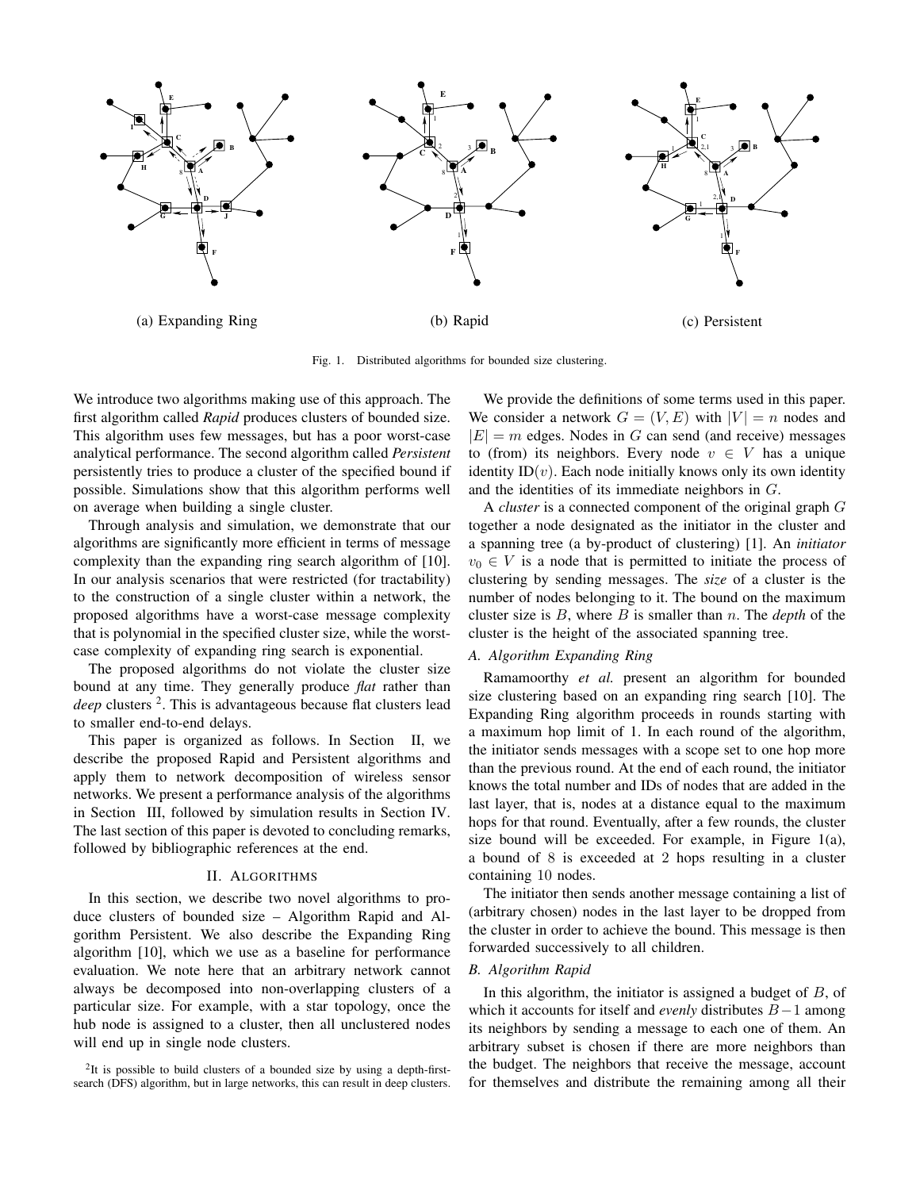(a) Expanding Ring

(b) Rapid

(c) Persistent

Fig. 1. Distributed algorithms for bounded size clustering.

We introduce two algorithms making use of this approach. The first algorithm called *Rapid* produces clusters of bounded size. This algorithm uses few messages, but has a poor worst-case analytical performance. The second algorithm called *Persistent* persistently tries to produce a cluster of the specified bound if possible. Simulations show that this algorithm performs well on average when building a single cluster.

Through analysis and simulation, we demonstrate that our algorithms are significantly more efficient in terms of message complexity than the expanding ring search algorithm of [10]. In our analysis scenarios that were restricted (for tractability) to the construction of a single cluster within a network, the proposed algorithms have a worst-case message complexity that is polynomial in the specified cluster size, while the worst-case complexity of expanding ring search is exponential.

The proposed algorithms do not violate the cluster size bound at any time. They generally produce *flat* rather than *deep* clusters [2]. This is advantageous because flat clusters lead to smaller end-to-end delays.

This paper is organized as follows. In Section II, we describe the proposed Rapid and Persistent algorithms and apply them to network decomposition of wireless sensor networks. We present a performance analysis of the algorithms in Section III, followed by simulation results in Section IV. The last section of this paper is devoted to concluding remarks, followed by bibliographic references at the end.

## II. Algorithms

In this section, we describe two novel algorithms to produce clusters of bounded size – Algorithm Rapid and Algorithm Persistent. We also describe the Expanding Ring algorithm [10], which we use as a baseline for performance evaluation. We note here that an arbitrary network cannot always be decomposed into non-overlapping clusters of a particular size. For example, with a star topology, once the hub node is assigned to a cluster, then all unclustered nodes will end up in single node clusters.

[2] It is possible to build clusters of a bounded size by using a depth-first-search (DFS) algorithm, but in large networks, this can result in deep clusters.

We provide the definitions of some terms used in this paper. We consider a network $G = (V, E)$ with $|V| = n$ nodes and $|E| = m$ edges. Nodes in $G$ can send (and receive) messages to (from) its neighbors. Every node $v \in V$ has a unique identity ID($v$). Each node initially knows only its own identity and the identities of its immediate neighbors in $G$.

A *cluster* is a connected component of the original graph $G$ together a node designated as the initiator in the cluster and a spanning tree (a by-product of clustering) [1]. An *initiator* $v_0 \in V$ is a node that is permitted to initiate the process of clustering by sending messages. The *size* of a cluster is the number of nodes belonging to it. The bound on the maximum cluster size is $B$, where $B$ is smaller than $n$. The *depth* of the cluster is the height of the associated spanning tree.

### A. Algorithm Expanding Ring

Ramamoorthy *et al.* present an algorithm for bounded size clustering based on an expanding ring search [10]. The Expanding Ring algorithm proceeds in rounds starting with a maximum hop limit of 1. In each round of the algorithm, the initiator sends messages with a scope set to one hop more than the previous round. At the end of each round, the initiator knows the total number and IDs of nodes that are added in the last layer, that is, nodes at a distance equal to the maximum hops for that round. Eventually, after a few rounds, the cluster size bound will be exceeded. For example, in Figure 1(a), a bound of 8 is exceeded at 2 hops resulting in a cluster containing 10 nodes.

The initiator then sends another message containing a list of (arbitrary chosen) nodes in the last layer to be dropped from the cluster in order to achieve the bound. This message is then forwarded successively to all children.

### B. Algorithm Rapid

In this algorithm, the initiator is assigned a budget of $B$, of which it accounts for itself and *evenly* distributes $B-1$ among its neighbors by sending a message to each one of them. An arbitrary subset is chosen if there are more neighbors than the budget. The neighbors that receive the message, account for themselves and distribute the remaining among all their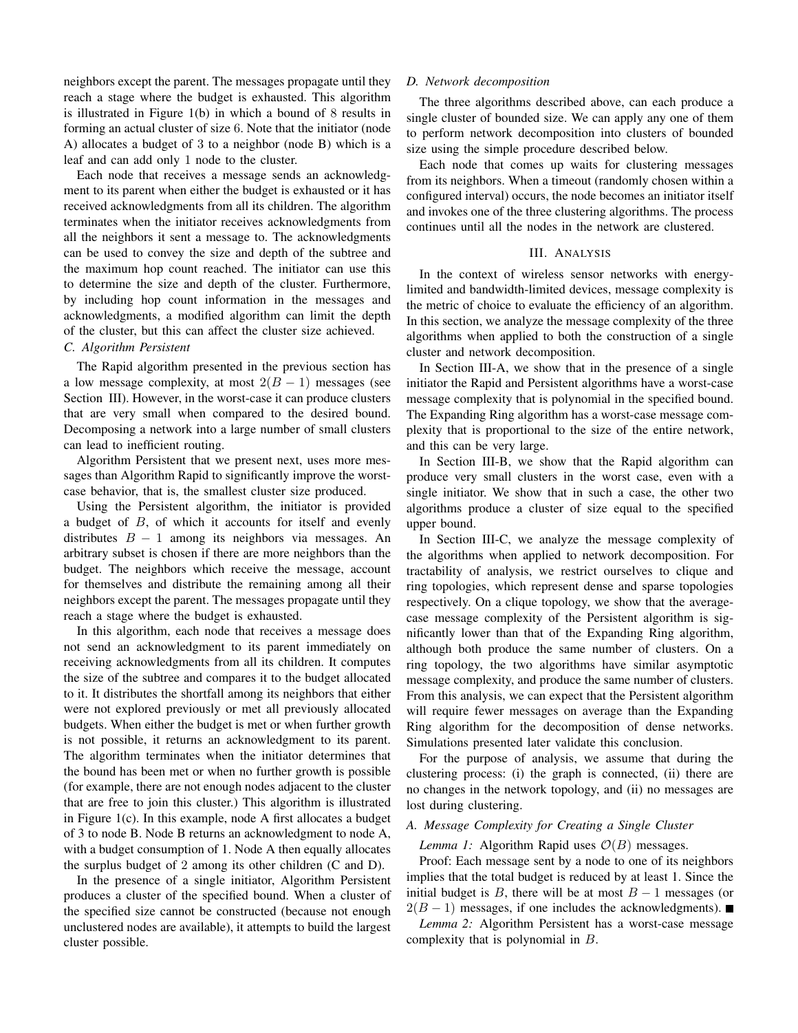neighbors except the parent. The messages propagate until they reach a stage where the budget is exhausted. This algorithm is illustrated in Figure 1(b) in which a bound of 8 results in forming an actual cluster of size 6. Note that the initiator (node A) allocates a budget of 3 to a neighbor (node B) which is a leaf and can add only 1 node to the cluster.

Each node that receives a message sends an acknowledgment to its parent when either the budget is exhausted or it has received acknowledgments from all its children. The algorithm terminates when the initiator receives acknowledgments from all the neighbors it sent a message to. The acknowledgments can be used to convey the size and depth of the subtree and the maximum hop count reached. The initiator can use this to determine the size and depth of the cluster. Furthermore, by including hop count information in the messages and acknowledgments, a modified algorithm can limit the depth of the cluster, but this can also affect the cluster size achieved.

### C. Algorithm Persistent

The Rapid algorithm presented in the previous section has a low message complexity, at most $2(B-1)$ messages (see Section III). However, in the worst-case it can produce clusters that are very small when compared to the desired bound. Decomposing a network into a large number of small clusters can lead to inefficient routing.

Algorithm Persistent that we present next, uses more messages than Algorithm Rapid to significantly improve the worst-case behavior, that is, the smallest cluster size produced.

Using the Persistent algorithm, the initiator is provided a budget of $B$, of which it accounts for itself and evenly distributes $B-1$ among its neighbors via messages. An arbitrary subset is chosen if there are more neighbors than the budget. The neighbors which receive the message, account for themselves and distribute the remaining among all their neighbors except the parent. The messages propagate until they reach a stage where the budget is exhausted.

In this algorithm, each node that receives a message does not send an acknowledgment to its parent immediately on receiving acknowledgments from all its children. It computes the size of the subtree and compares it to the budget allocated to it. It distributes the shortfall among its neighbors that either were not explored previously or met all previously allocated budgets. When either the budget is met or when further growth is not possible, it returns an acknowledgment to its parent. The algorithm terminates when the initiator determines that the bound has been met or when no further growth is possible (for example, there are not enough nodes adjacent to the cluster that are free to join this cluster.) This algorithm is illustrated in Figure 1(c). In this example, node A first allocates a budget of 3 to node B. Node B returns an acknowledgment to node A, with a budget consumption of 1. Node A then equally allocates the surplus budget of 2 among its other children (C and D).

In the presence of a single initiator, Algorithm Persistent produces a cluster of the specified bound. When a cluster of the specified size cannot be constructed (because not enough unclustered nodes are available), it attempts to build the largest cluster possible.

### D. Network decomposition

The three algorithms described above, can each produce a single cluster of bounded size. We can apply any one of them to perform network decomposition into clusters of bounded size using the simple procedure described below.

Each node that comes up waits for clustering messages from its neighbors. When a timeout (randomly chosen within a configured interval) occurs, the node becomes an initiator itself and invokes one of the three clustering algorithms. The process continues until all the nodes in the network are clustered.

## III. Analysis

In the context of wireless sensor networks with energy-limited and bandwidth-limited devices, message complexity is the metric of choice to evaluate the efficiency of an algorithm. In this section, we analyze the message complexity of the three algorithms when applied to both the construction of a single cluster and network decomposition.

In Section III-A, we show that in the presence of a single initiator the Rapid and Persistent algorithms have a worst-case message complexity that is polynomial in the specified bound. The Expanding Ring algorithm has a worst-case message complexity that is proportional to the size of the entire network, and this can be very large.

In Section III-B, we show that the Rapid algorithm can produce very small clusters in the worst case, even with a single initiator. We show that in such a case, the other two algorithms produce a cluster of size equal to the specified upper bound.

In Section III-C, we analyze the message complexity of the algorithms when applied to network decomposition. For tractability of analysis, we restrict ourselves to clique and ring topologies, which represent dense and sparse topologies respectively. On a clique topology, we show that the average-case message complexity of the Persistent algorithm is significantly lower than that of the Expanding Ring algorithm, although both produce the same number of clusters. On a ring topology, the two algorithms have similar asymptotic message complexity, and produce the same number of clusters. From this analysis, we can expect that the Persistent algorithm will require fewer messages on average than the Expanding Ring algorithm for the decomposition of dense networks. Simulations presented later validate this conclusion.

For the purpose of analysis, we assume that during the clustering process: (i) the graph is connected, (ii) there are no changes in the network topology, and (ii) no messages are lost during clustering.

### A. Message Complexity for Creating a Single Cluster

*Lemma 1:* Algorithm Rapid uses $\mathcal{O}(B)$ messages.

Proof: Each message sent by a node to one of its neighbors implies that the total budget is reduced by at least 1. Since the initial budget is $B$, there will be at most $B-1$ messages (or $2(B-1)$ messages, if one includes the acknowledgments). ■

*Lemma 2:* Algorithm Persistent has a worst-case message complexity that is polynomial in $B$.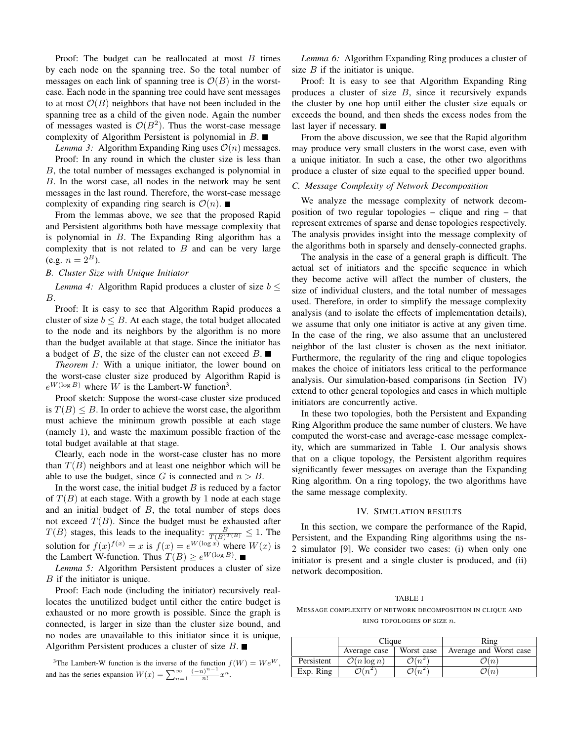Proof: The budget can be reallocated at most $B$ times by each node on the spanning tree. So the total number of messages on each link of spanning tree is $\mathcal{O}(B)$ in the worst-case. Each node in the spanning tree could have sent messages to at most $\mathcal{O}(B)$ neighbors that have not been included in the spanning tree as a child of the given node. Again the number of messages wasted is $\mathcal{O}(B^2)$. Thus the worst-case message complexity of Algorithm Persistent is polynomial in $B$. ■

*Lemma 3:* Algorithm Expanding Ring uses $\mathcal{O}(n)$ messages.

Proof: In any round in which the cluster size is less than $B$, the total number of messages exchanged is polynomial in $B$. In the worst case, all nodes in the network may be sent messages in the last round. Therefore, the worst-case message complexity of expanding ring search is $\mathcal{O}(n)$. ■

From the lemmas above, we see that the proposed Rapid and Persistent algorithms both have message complexity that is polynomial in $B$. The Expanding Ring algorithm has a complexity that is not related to $B$ and can be very large (e.g. $n = 2^B$).

### B. Cluster Size with Unique Initiator

*Lemma 4:* Algorithm Rapid produces a cluster of size $b \leq B$.

Proof: It is easy to see that Algorithm Rapid produces a cluster of size $b \leq B$. At each stage, the total budget allocated to the node and its neighbors by the algorithm is no more than the budget available at that stage. Since the initiator has a budget of $B$, the size of the cluster can not exceed $B$. ■

*Theorem 1:* With a unique initiator, the lower bound on the worst-case cluster size produced by Algorithm Rapid is $e^{W(\log B)}$ where $W$ is the Lambert-W function[3].

Proof sketch: Suppose the worst-case cluster size produced is $T(B) \leq B$. In order to achieve the worst case, the algorithm must achieve the minimum growth possible at each stage (namely 1), and waste the maximum possible fraction of the total budget available at that stage.

Clearly, each node in the worst-case cluster has no more than $T(B)$ neighbors and at least one neighbor which will be able to use the budget, since $G$ is connected and $n > B$.

In the worst case, the initial budget $B$ is reduced by a factor of $T(B)$ at each stage. With a growth by 1 node at each stage and an initial budget of $B$, the total number of steps does not exceed $T(B)$. Since the budget must be exhausted after $T(B)$ stages, this leads to the inequality: $\frac{B}{T(B)^{T(B)}} \leq 1$. The solution for $f(x)^{f(x)} = x$ is $f(x) = e^{W(\log x)}$ where $W(x)$ is the Lambert W-function. Thus $T(B) \geq e^{W(\log B)}$. ■

*Lemma 5:* Algorithm Persistent produces a cluster of size $B$ if the initiator is unique.

Proof: Each node (including the initiator) recursively reallocates the unutilized budget until either the entire budget is exhausted or no more growth is possible. Since the graph is connected, is larger in size than the cluster size bound, and no nodes are unavailable to this initiator since it is unique, Algorithm Persistent produces a cluster of size $B$. ■

[3]The Lambert-W function is the inverse of the function $f(W) = We^W$, and has the series expansion $W(x) = \sum_{n=1}^{\infty} \frac{(-n)^{n-1}}{n!} x^n$.

*Lemma 6:* Algorithm Expanding Ring produces a cluster of size $B$ if the initiator is unique.

Proof: It is easy to see that Algorithm Expanding Ring produces a cluster of size $B$, since it recursively expands the cluster by one hop until either the cluster size equals or exceeds the bound, and then sheds the excess nodes from the last layer if necessary. ■

From the above discussion, we see that the Rapid algorithm may produce very small clusters in the worst case, even with a unique initiator. In such a case, the other two algorithms produce a cluster of size equal to the specified upper bound.

### C. Message Complexity of Network Decomposition

We analyze the message complexity of network decomposition of two regular topologies – clique and ring – that represent extremes of sparse and dense topologies respectively. The analysis provides insight into the message complexity of the algorithms both in sparsely and densely-connected graphs.

The analysis in the case of a general graph is difficult. The actual set of initiators and the specific sequence in which they become active will affect the number of clusters, the size of individual clusters, and the total number of messages used. Therefore, in order to simplify the message complexity analysis (and to isolate the effects of implementation details), we assume that only one initiator is active at any given time. In the case of the ring, we also assume that an unclustered neighbor of the last cluster is chosen as the next initiator. Furthermore, the regularity of the ring and clique topologies makes the choice of initiators less critical to the performance analysis. Our simulation-based comparisons (in Section IV) extend to other general topologies and cases in which multiple initiators are concurrently active.

In these two topologies, both the Persistent and Expanding Ring Algorithm produce the same number of clusters. We have computed the worst-case and average-case message complexity, which are summarized in Table I. Our analysis shows that on a clique topology, the Persistent algorithm requires significantly fewer messages on average than the Expanding Ring algorithm. On a ring topology, the two algorithms have the same message complexity.

## IV. Simulation Results

In this section, we compare the performance of the Rapid, Persistent, and the Expanding Ring algorithms using the ns-2 simulator [9]. We consider two cases: (i) when only one initiator is present and a single cluster is produced, and (ii) network decomposition.

TABLE I

MESSAGE COMPLEXITY OF NETWORK DECOMPOSITION IN CLIQUE AND RING TOPOLOGIES OF SIZE $n$.

| | Clique | | Ring |
|---|---|---|---|
| | Average case | Worst case | Average and Worst case |
| Persistent | $\mathcal{O}(n \log n)$ | $\mathcal{O}(n^2)$ | $\mathcal{O}(n)$ |
| Exp. Ring | $\mathcal{O}(n^2)$ | $\mathcal{O}(n^2)$ | $\mathcal{O}(n)$ |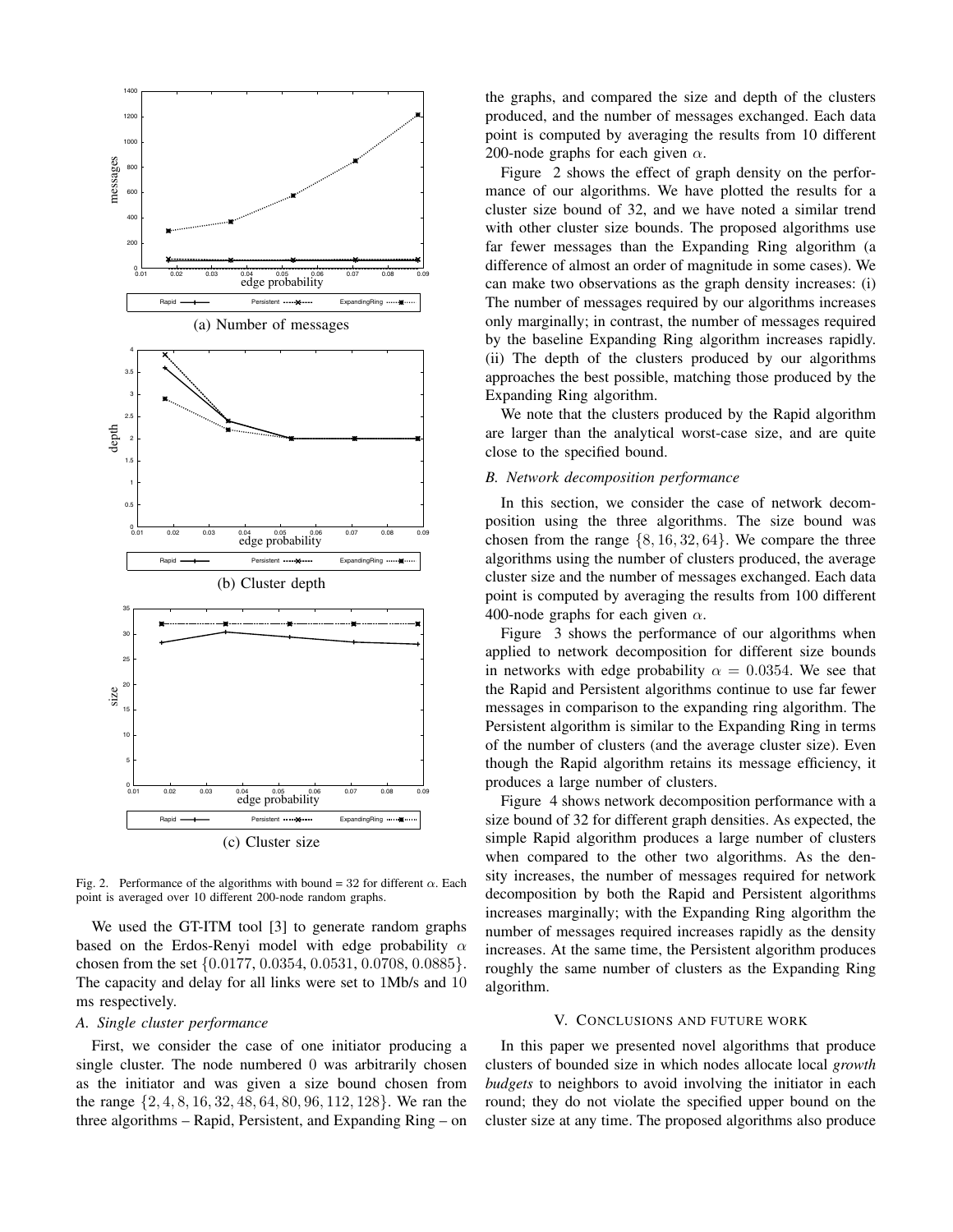(a) Number of messages

(b) Cluster depth

(c) Cluster size

Fig. 2. Performance of the algorithms with bound = 32 for different $\alpha$. Each point is averaged over 10 different 200-node random graphs.

We used the GT-ITM tool [3] to generate random graphs based on the Erdos-Renyi model with edge probability $\alpha$ chosen from the set $\{0.0177, 0.0354, 0.0531, 0.0708, 0.0885\}$. The capacity and delay for all links were set to 1Mb/s and 10 ms respectively.

### A. Single cluster performance

First, we consider the case of one initiator producing a single cluster. The node numbered 0 was arbitrarily chosen as the initiator and was given a size bound chosen from the range $\{2, 4, 8, 16, 32, 48, 64, 80, 96, 112, 128\}$. We ran the three algorithms – Rapid, Persistent, and Expanding Ring – on the graphs, and compared the size and depth of the clusters produced, and the number of messages exchanged. Each data point is computed by averaging the results from 10 different 200-node graphs for each given $\alpha$.

Figure 2 shows the effect of graph density on the performance of our algorithms. We have plotted the results for a cluster size bound of 32, and we have noted a similar trend with other cluster size bounds. The proposed algorithms use far fewer messages than the Expanding Ring algorithm (a difference of almost an order of magnitude in some cases). We can make two observations as the graph density increases: (i) The number of messages required by our algorithms increases only marginally; in contrast, the number of messages required by the baseline Expanding Ring algorithm increases rapidly. (ii) The depth of the clusters produced by our algorithms approaches the best possible, matching those produced by the Expanding Ring algorithm.

We note that the clusters produced by the Rapid algorithm are larger than the analytical worst-case size, and are quite close to the specified bound.

### B. Network decomposition performance

In this section, we consider the case of network decomposition using the three algorithms. The size bound was chosen from the range $\{8, 16, 32, 64\}$. We compare the three algorithms using the number of clusters produced, the average cluster size and the number of messages exchanged. Each data point is computed by averaging the results from 100 different 400-node graphs for each given $\alpha$.

Figure 3 shows the performance of our algorithms when applied to network decomposition for different size bounds in networks with edge probability $\alpha = 0.0354$. We see that the Rapid and Persistent algorithms continue to use far fewer messages in comparison to the expanding ring algorithm. The Persistent algorithm is similar to the Expanding Ring in terms of the number of clusters (and the average cluster size). Even though the Rapid algorithm retains its message efficiency, it produces a large number of clusters.

Figure 4 shows network decomposition performance with a size bound of 32 for different graph densities. As expected, the simple Rapid algorithm produces a large number of clusters when compared to the other two algorithms. As the density increases, the number of messages required for network decomposition by both the Rapid and Persistent algorithms increases marginally; with the Expanding Ring algorithm the number of messages required increases rapidly as the density increases. At the same time, the Persistent algorithm produces roughly the same number of clusters as the Expanding Ring algorithm.

## V. Conclusions and future work

In this paper we presented novel algorithms that produce clusters of bounded size in which nodes allocate local *growth budgets* to neighbors to avoid involving the initiator in each round; they do not violate the specified upper bound on the cluster size at any time. The proposed algorithms also produce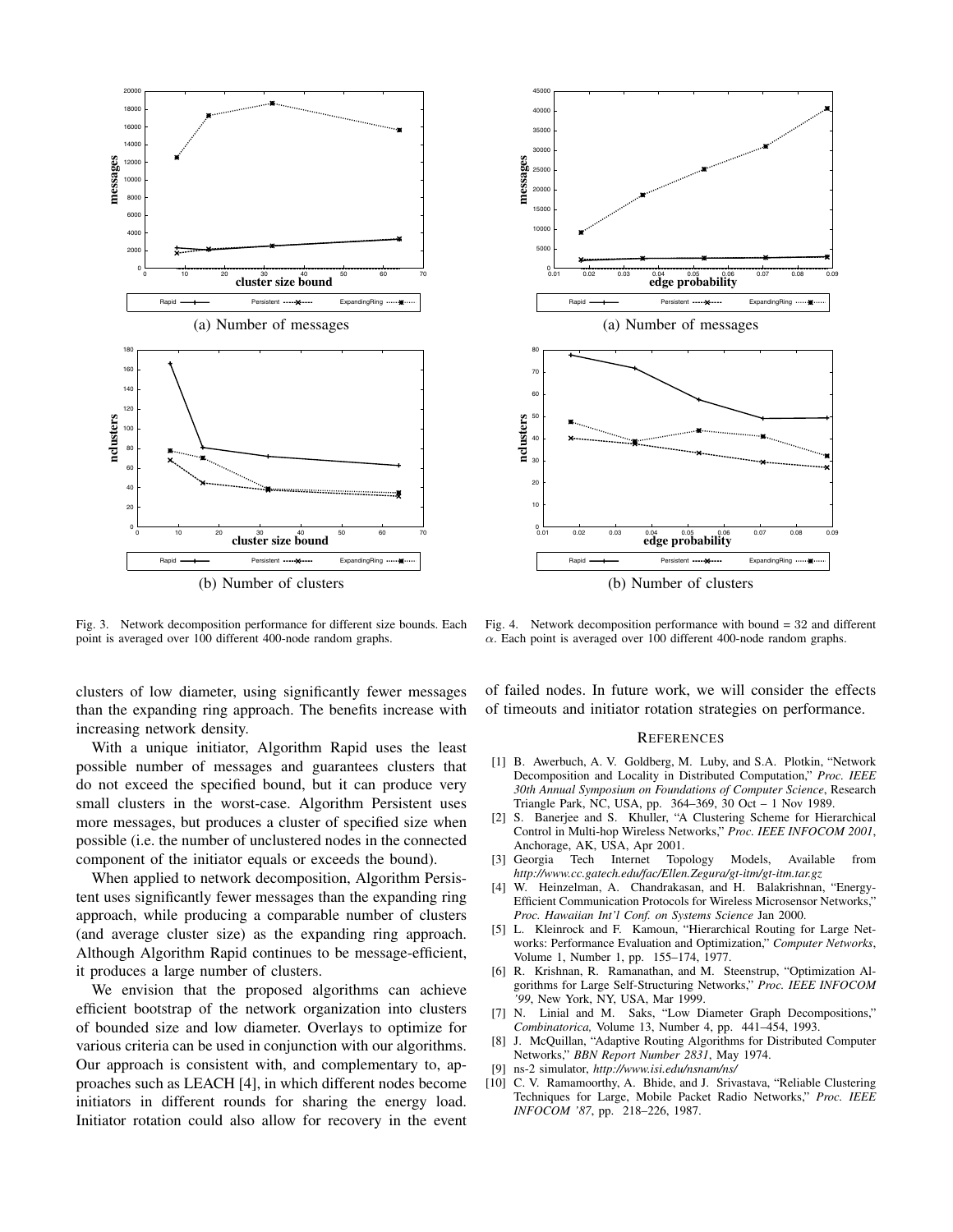20000
18000
16000
14000
12000
10000
8000
6000
4000
2000
0

messages

0 10 20 30 40 50 60 70

cluster size bound

Rapid Persistent ExpandingRing

(a) Number of messages

180
160
140
120
100
80
60
40
20
0

nclusters

0 10 20 30 40 50 60 70

cluster size bound

Rapid Persistent ExpandingRing

(b) Number of clusters

Fig. 3. Network decomposition performance for different size bounds. Each point is averaged over 100 different 400-node random graphs.

45000
40000
35000
30000
25000
20000
15000
10000
5000
0

messages

0.01 0.02 0.03 0.04 0.05 0.06 0.07 0.08 0.09

edge probability

Rapid Persistent ExpandingRing

(a) Number of messages

80
70
60
50
40
30
20
10
0

nclusters

0.01 0.02 0.03 0.04 0.05 0.06 0.07 0.08 0.09

edge probability

Rapid Persistent ExpandingRing

(b) Number of clusters

Fig. 4. Network decomposition performance with bound = 32 and different $\alpha$. Each point is averaged over 100 different 400-node random graphs.

clusters of low diameter, using significantly fewer messages than the expanding ring approach. The benefits increase with increasing network density.

With a unique initiator, Algorithm Rapid uses the least possible number of messages and guarantees clusters that do not exceed the specified bound, but it can produce very small clusters in the worst-case. Algorithm Persistent uses more messages, but produces a cluster of specified size when possible (i.e. the number of unclustered nodes in the connected component of the initiator equals or exceeds the bound).

When applied to network decomposition, Algorithm Persistent uses significantly fewer messages than the expanding ring approach, while producing a comparable number of clusters (and average cluster size) as the expanding ring approach. Although Algorithm Rapid continues to be message-efficient, it produces a large number of clusters.

We envision that the proposed algorithms can achieve efficient bootstrap of the network organization into clusters of bounded size and low diameter. Overlays to optimize for various criteria can be used in conjunction with our algorithms. Our approach is consistent with, and complementary to, approaches such as LEACH [4], in which different nodes become initiators in different rounds for sharing the energy load. Initiator rotation could also allow for recovery in the event of failed nodes. In future work, we will consider the effects of timeouts and initiator rotation strategies on performance.

## REFERENCES

[1] B. Awerbuch, A. V. Goldberg, M. Luby, and S.A. Plotkin, "Network Decomposition and Locality in Distributed Computation," *Proc. IEEE 30th Annual Symposium on Foundations of Computer Science*, Research Triangle Park, NC, USA, pp. 364–369, 30 Oct – 1 Nov 1989.

[2] S. Banerjee and S. Khuller, "A Clustering Scheme for Hierarchical Control in Multi-hop Wireless Networks," *Proc. IEEE INFOCOM 2001*, Anchorage, AK, USA, Apr 2001.

[3] Georgia Tech Internet Topology Models, Available from *http://www.cc.gatech.edu/fac/Ellen.Zegura/gt-itm/gt-itm.tar.gz*

[4] W. Heinzelman, A. Chandrakasan, and H. Balakrishnan, "Energy-Efficient Communication Protocols for Wireless Microsensor Networks," *Proc. Hawaiian Int'l Conf. on Systems Science* Jan 2000.

[5] L. Kleinrock and F. Kamoun, "Hierarchical Routing for Large Networks: Performance Evaluation and Optimization," *Computer Networks*, Volume 1, Number 1, pp. 155–174, 1977.

[6] R. Krishnan, R. Ramanathan, and M. Steenstrup, "Optimization Algorithms for Large Self-Structuring Networks," *Proc. IEEE INFOCOM '99*, New York, NY, USA, Mar 1999.

[7] N. Linial and M. Saks, "Low Diameter Graph Decompositions," *Combinatorica,* Volume 13, Number 4, pp. 441–454, 1993.

[8] J. McQuillan, "Adaptive Routing Algorithms for Distributed Computer Networks," *BBN Report Number 2831*, May 1974.

[9] ns-2 simulator, *http://www.isi.edu/nsnam/ns/*

[10] C. V. Ramamoorthy, A. Bhide, and J. Srivastava, "Reliable Clustering Techniques for Large, Mobile Packet Radio Networks," *Proc. IEEE INFOCOM '87*, pp. 218–226, 1987.